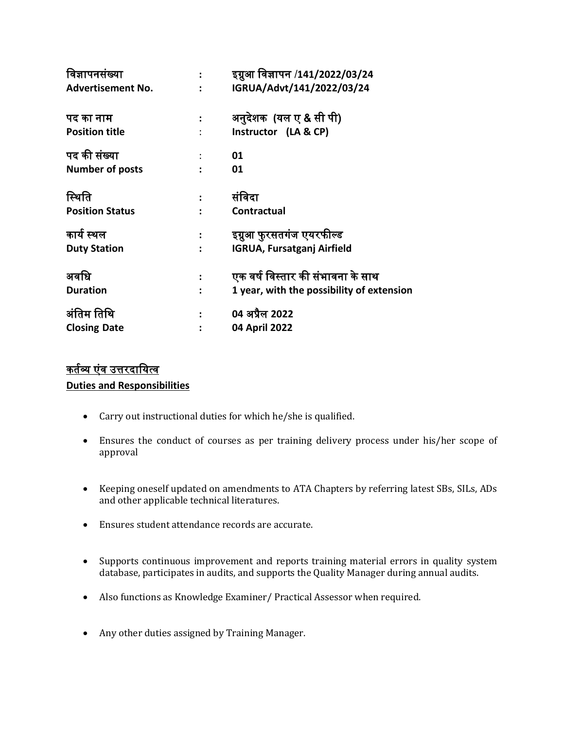| | | |
|---|---|---|
| **विज्ञापनसंख्या** | **:** | **इग्रुआ विज्ञापन /141/2022/03/24** |
| **Advertisement No.** | **:** | **IGRUA/Advt/141/2022/03/24** |
| **पद का नाम** | **:** | **अनुदेशक (यल ए & सी पी)** |
| **Position title** | : | **Instructor (LA & CP)** |
| **पद की संख्या** | : | **01** |
| **Number of posts** | **:** | **01** |
| **स्थिति** | **:** | **संविदा** |
| **Position Status** | **:** | **Contractual** |
| **कार्य स्थल** | **:** | **इग्रुआ फुरसतगंज एयरफील्ड** |
| **Duty Station** | **:** | **IGRUA, Fursatganj Airfield** |
| **अवधि** | **:** | **एक वर्ष विस्तार की संभावना के साथ** |
| **Duration** | **:** | **1 year, with the possibility of extension** |
| **अंतिम तिथि** | **:** | **04 अप्रैल 2022** |
| **Closing Date** | **:** | **04 April 2022** |

**कर्तव्य एंव उत्तरदायित्व**

**Duties and Responsibilities**

- Carry out instructional duties for which he/she is qualified.
- Ensures the conduct of courses as per training delivery process under his/her scope of approval
- Keeping oneself updated on amendments to ATA Chapters by referring latest SBs, SILs, ADs and other applicable technical literatures.
- Ensures student attendance records are accurate.
- Supports continuous improvement and reports training material errors in quality system database, participates in audits, and supports the Quality Manager during annual audits.
- Also functions as Knowledge Examiner/ Practical Assessor when required.
- Any other duties assigned by Training Manager.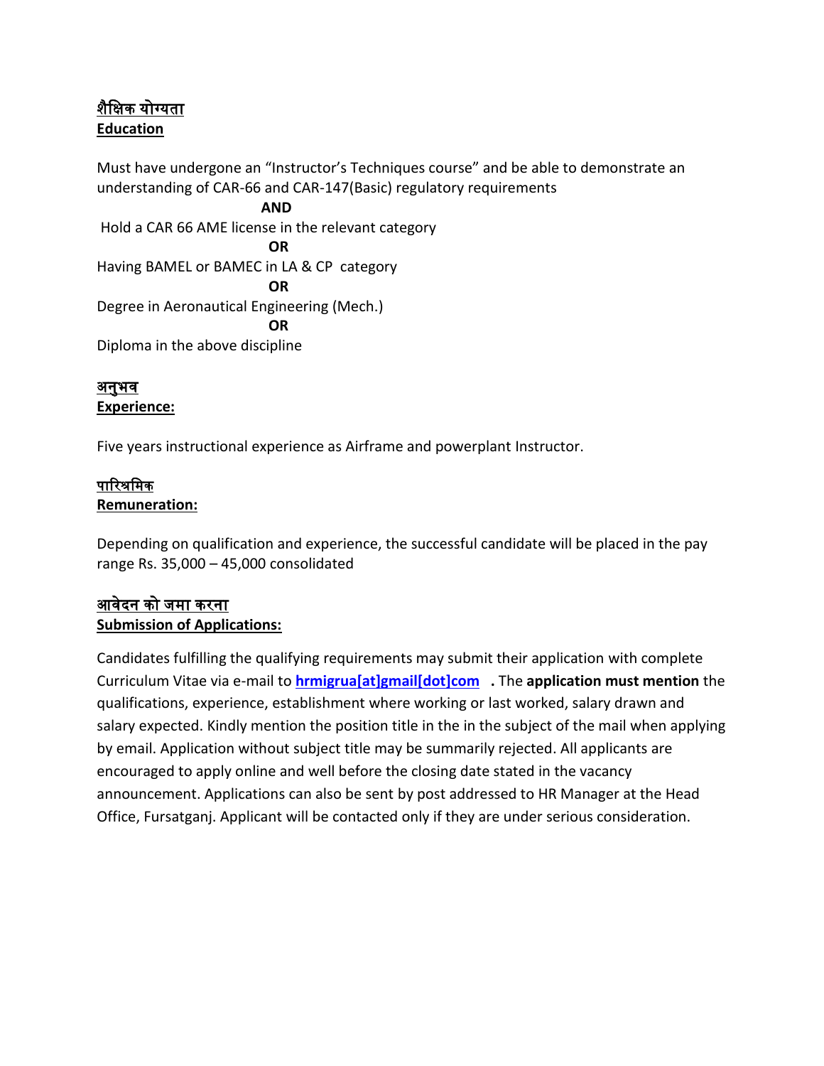## शैक्षिक योग्यता
## Education

Must have undergone an "Instructor's Techniques course" and be able to demonstrate an understanding of CAR-66 and CAR-147(Basic) regulatory requirements

**AND**

Hold a CAR 66 AME license in the relevant category

**OR**

Having BAMEL or BAMEC in LA & CP category

**OR**

Degree in Aeronautical Engineering (Mech.)

**OR**

Diploma in the above discipline

## अनुभव
## Experience:

Five years instructional experience as Airframe and powerplant Instructor.

## पारिश्रमिक
## Remuneration:

Depending on qualification and experience, the successful candidate will be placed in the pay range Rs. 35,000 – 45,000 consolidated

## आवेदन को जमा करना
## Submission of Applications:

Candidates fulfilling the qualifying requirements may submit their application with complete Curriculum Vitae via e-mail to **hrmigrua[at]gmail[dot]com** **.** The **application must mention** the qualifications, experience, establishment where working or last worked, salary drawn and salary expected. Kindly mention the position title in the in the subject of the mail when applying by email. Application without subject title may be summarily rejected. All applicants are encouraged to apply online and well before the closing date stated in the vacancy announcement. Applications can also be sent by post addressed to HR Manager at the Head Office, Fursatganj. Applicant will be contacted only if they are under serious consideration.